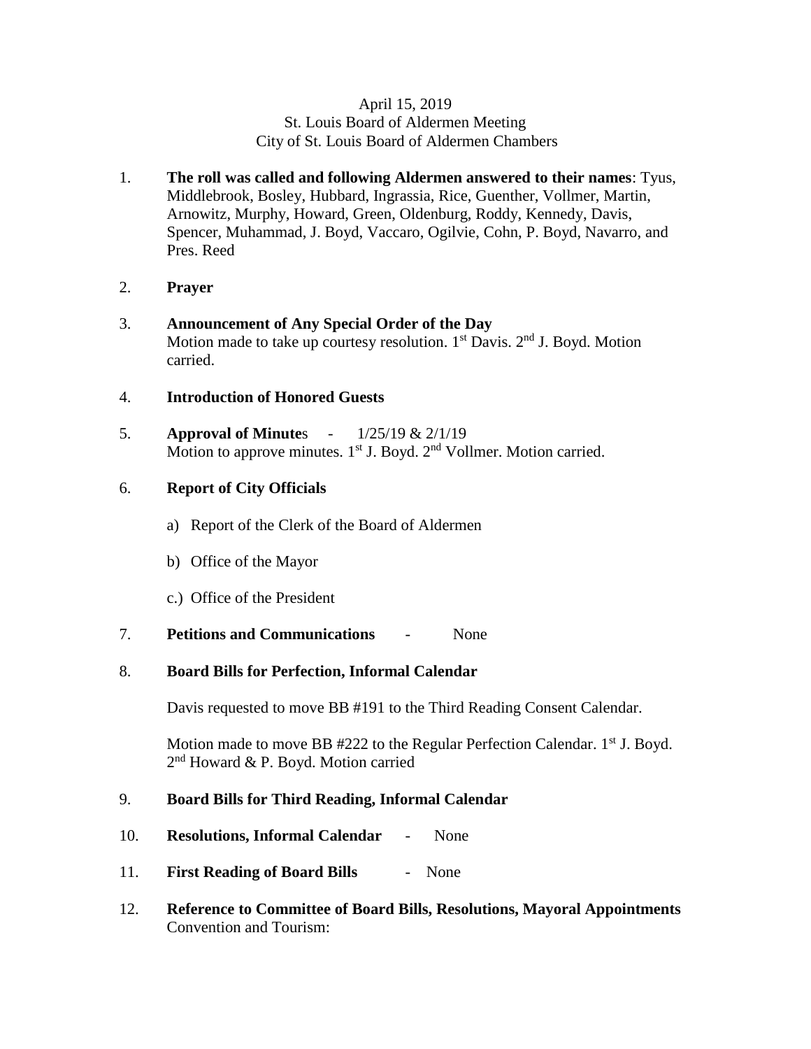April 15, 2019
St. Louis Board of Aldermen Meeting
City of St. Louis Board of Aldermen Chambers

1. **The roll was called and following Aldermen answered to their names**: Tyus, Middlebrook, Bosley, Hubbard, Ingrassia, Rice, Guenther, Vollmer, Martin, Arnowitz, Murphy, Howard, Green, Oldenburg, Roddy, Kennedy, Davis, Spencer, Muhammad, J. Boyd, Vaccaro, Ogilvie, Cohn, P. Boyd, Navarro, and Pres. Reed

2. **Prayer**

3. **Announcement of Any Special Order of the Day**
   Motion made to take up courtesy resolution. 1st Davis. 2nd J. Boyd. Motion carried.

4. **Introduction of Honored Guests**

5. **Approval of Minute**s - 1/25/19 & 2/1/19
   Motion to approve minutes. 1st J. Boyd. 2nd Vollmer. Motion carried.

6. **Report of City Officials**

   a) Report of the Clerk of the Board of Aldermen

   b) Office of the Mayor

   c.) Office of the President

7. **Petitions and Communications** - None

8. **Board Bills for Perfection, Informal Calendar**

   Davis requested to move BB #191 to the Third Reading Consent Calendar.

   Motion made to move BB #222 to the Regular Perfection Calendar. 1st J. Boyd. 2nd Howard & P. Boyd. Motion carried

9. **Board Bills for Third Reading, Informal Calendar**

10. **Resolutions, Informal Calendar** - None

11. **First Reading of Board Bills** - None

12. **Reference to Committee of Board Bills, Resolutions, Mayoral Appointments**
    Convention and Tourism: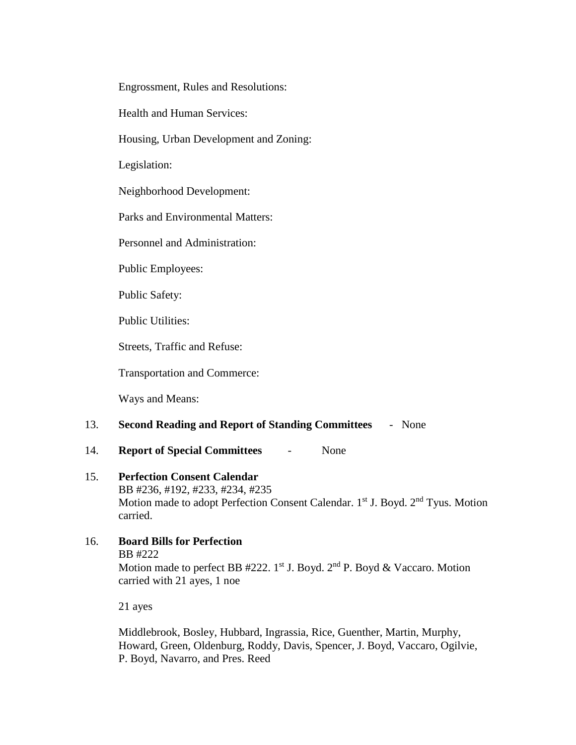Engrossment, Rules and Resolutions:

Health and Human Services:

Housing, Urban Development and Zoning:

Legislation:

Neighborhood Development:

Parks and Environmental Matters:

Personnel and Administration:

Public Employees:

Public Safety:

Public Utilities:

Streets, Traffic and Refuse:

Transportation and Commerce:

Ways and Means:

13. **Second Reading and Report of Standing Committees** - None

14. **Report of Special Committees** - None

15. **Perfection Consent Calendar**
    BB #236, #192, #233, #234, #235
    Motion made to adopt Perfection Consent Calendar. 1st J. Boyd. 2nd Tyus. Motion carried.

16. **Board Bills for Perfection**
    BB #222
    Motion made to perfect BB #222. 1st J. Boyd. 2nd P. Boyd & Vaccaro. Motion carried with 21 ayes, 1 noe

    21 ayes

    Middlebrook, Bosley, Hubbard, Ingrassia, Rice, Guenther, Martin, Murphy, Howard, Green, Oldenburg, Roddy, Davis, Spencer, J. Boyd, Vaccaro, Ogilvie, P. Boyd, Navarro, and Pres. Reed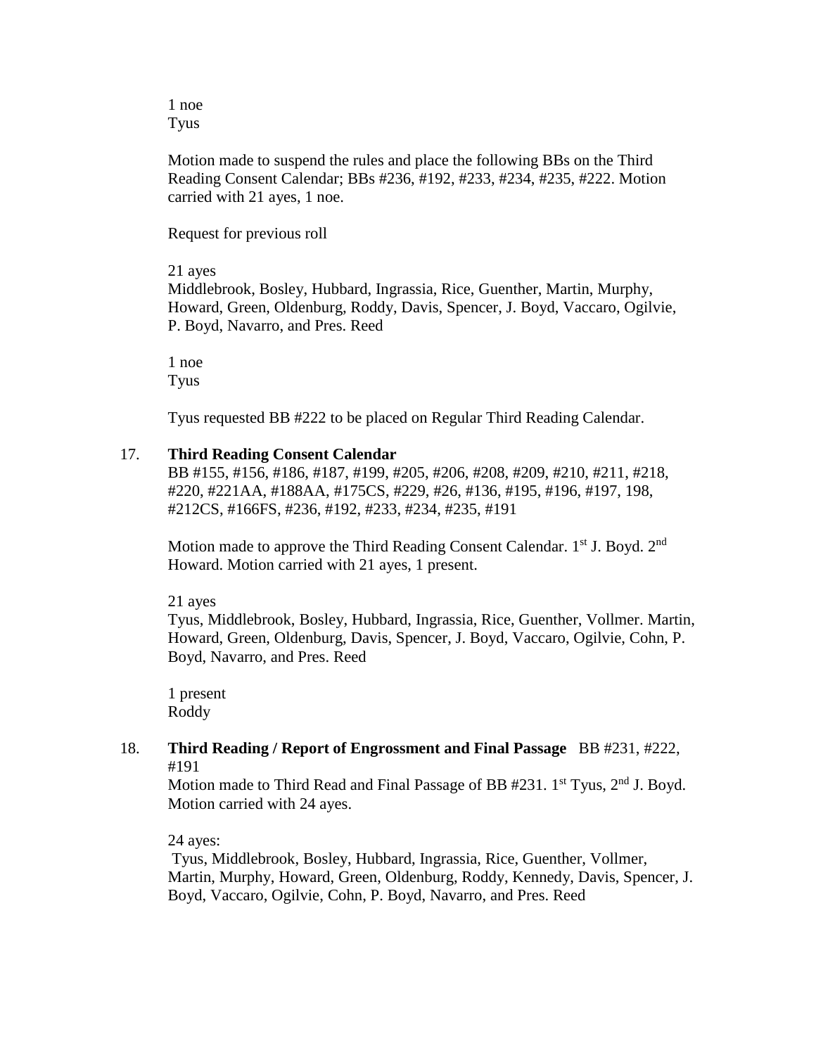1 noe
Tyus

Motion made to suspend the rules and place the following BBs on the Third Reading Consent Calendar; BBs #236, #192, #233, #234, #235, #222. Motion carried with 21 ayes, 1 noe.

Request for previous roll

21 ayes
Middlebrook, Bosley, Hubbard, Ingrassia, Rice, Guenther, Martin, Murphy, Howard, Green, Oldenburg, Roddy, Davis, Spencer, J. Boyd, Vaccaro, Ogilvie, P. Boyd, Navarro, and Pres. Reed

1 noe
Tyus

Tyus requested BB #222 to be placed on Regular Third Reading Calendar.

17. **Third Reading Consent Calendar**
    BB #155, #156, #186, #187, #199, #205, #206, #208, #209, #210, #211, #218, #220, #221AA, #188AA, #175CS, #229, #26, #136, #195, #196, #197, 198, #212CS, #166FS, #236, #192, #233, #234, #235, #191

    Motion made to approve the Third Reading Consent Calendar. 1st J. Boyd. 2nd Howard. Motion carried with 21 ayes, 1 present.

    21 ayes
    Tyus, Middlebrook, Bosley, Hubbard, Ingrassia, Rice, Guenther, Vollmer. Martin, Howard, Green, Oldenburg, Davis, Spencer, J. Boyd, Vaccaro, Ogilvie, Cohn, P. Boyd, Navarro, and Pres. Reed

    1 present
    Roddy

18. **Third Reading / Report of Engrossment and Final Passage** BB #231, #222, #191
    Motion made to Third Read and Final Passage of BB #231. 1st Tyus, 2nd J. Boyd. Motion carried with 24 ayes.

    24 ayes:
    Tyus, Middlebrook, Bosley, Hubbard, Ingrassia, Rice, Guenther, Vollmer, Martin, Murphy, Howard, Green, Oldenburg, Roddy, Kennedy, Davis, Spencer, J. Boyd, Vaccaro, Ogilvie, Cohn, P. Boyd, Navarro, and Pres. Reed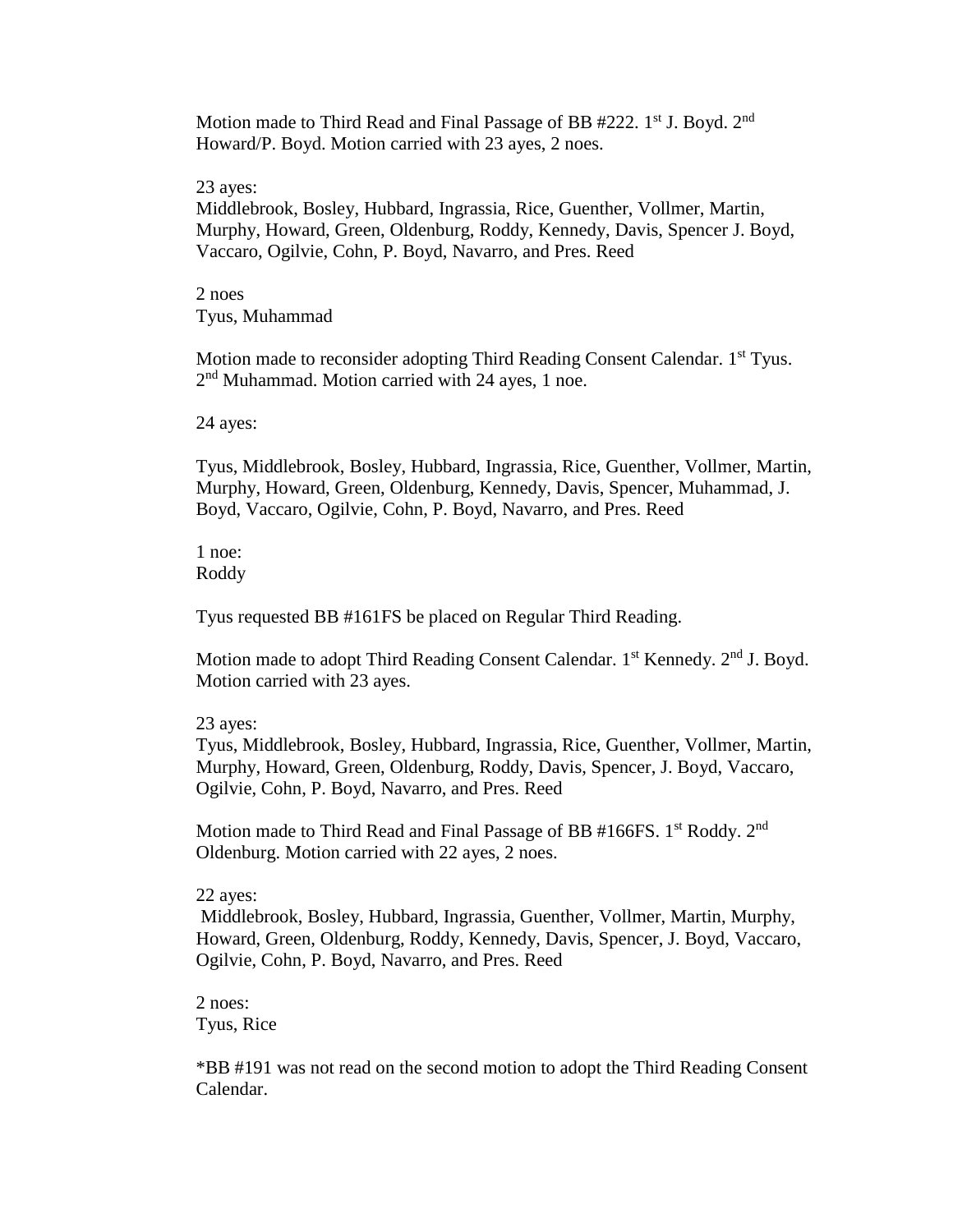Motion made to Third Read and Final Passage of BB #222. 1st J. Boyd. 2nd Howard/P. Boyd. Motion carried with 23 ayes, 2 noes.

23 ayes:
Middlebrook, Bosley, Hubbard, Ingrassia, Rice, Guenther, Vollmer, Martin, Murphy, Howard, Green, Oldenburg, Roddy, Kennedy, Davis, Spencer J. Boyd, Vaccaro, Ogilvie, Cohn, P. Boyd, Navarro, and Pres. Reed

2 noes
Tyus, Muhammad

Motion made to reconsider adopting Third Reading Consent Calendar. 1st Tyus. 2nd Muhammad. Motion carried with 24 ayes, 1 noe.

24 ayes:

Tyus, Middlebrook, Bosley, Hubbard, Ingrassia, Rice, Guenther, Vollmer, Martin, Murphy, Howard, Green, Oldenburg, Kennedy, Davis, Spencer, Muhammad, J. Boyd, Vaccaro, Ogilvie, Cohn, P. Boyd, Navarro, and Pres. Reed

1 noe:
Roddy

Tyus requested BB #161FS be placed on Regular Third Reading.

Motion made to adopt Third Reading Consent Calendar. 1st Kennedy. 2nd J. Boyd. Motion carried with 23 ayes.

23 ayes:
Tyus, Middlebrook, Bosley, Hubbard, Ingrassia, Rice, Guenther, Vollmer, Martin, Murphy, Howard, Green, Oldenburg, Roddy, Davis, Spencer, J. Boyd, Vaccaro, Ogilvie, Cohn, P. Boyd, Navarro, and Pres. Reed

Motion made to Third Read and Final Passage of BB #166FS. 1st Roddy. 2nd Oldenburg. Motion carried with 22 ayes, 2 noes.

22 ayes:
Middlebrook, Bosley, Hubbard, Ingrassia, Guenther, Vollmer, Martin, Murphy, Howard, Green, Oldenburg, Roddy, Kennedy, Davis, Spencer, J. Boyd, Vaccaro, Ogilvie, Cohn, P. Boyd, Navarro, and Pres. Reed

2 noes:
Tyus, Rice

*BB #191 was not read on the second motion to adopt the Third Reading Consent Calendar.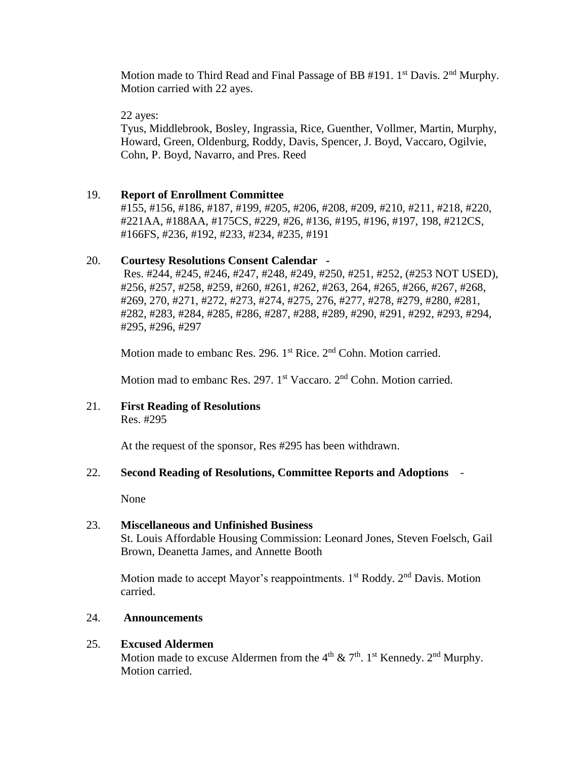Motion made to Third Read and Final Passage of BB #191. 1st Davis. 2nd Murphy. Motion carried with 22 ayes.

22 ayes:
Tyus, Middlebrook, Bosley, Ingrassia, Rice, Guenther, Vollmer, Martin, Murphy, Howard, Green, Oldenburg, Roddy, Davis, Spencer, J. Boyd, Vaccaro, Ogilvie, Cohn, P. Boyd, Navarro, and Pres. Reed

19. **Report of Enrollment Committee**
#155, #156, #186, #187, #199, #205, #206, #208, #209, #210, #211, #218, #220, #221AA, #188AA, #175CS, #229, #26, #136, #195, #196, #197, 198, #212CS, #166FS, #236, #192, #233, #234, #235, #191

20. **Courtesy Resolutions Consent Calendar** -
Res. #244, #245, #246, #247, #248, #249, #250, #251, #252, (#253 NOT USED), #256, #257, #258, #259, #260, #261, #262, #263, 264, #265, #266, #267, #268, #269, 270, #271, #272, #273, #274, #275, 276, #277, #278, #279, #280, #281, #282, #283, #284, #285, #286, #287, #288, #289, #290, #291, #292, #293, #294, #295, #296, #297

Motion made to embanc Res. 296. 1st Rice. 2nd Cohn. Motion carried.

Motion mad to embanc Res. 297. 1st Vaccaro. 2nd Cohn. Motion carried.

21. **First Reading of Resolutions**
Res. #295

At the request of the sponsor, Res #295 has been withdrawn.

22. **Second Reading of Resolutions, Committee Reports and Adoptions** -

None

23. **Miscellaneous and Unfinished Business**
St. Louis Affordable Housing Commission: Leonard Jones, Steven Foelsch, Gail Brown, Deanetta James, and Annette Booth

Motion made to accept Mayor's reappointments. 1st Roddy. 2nd Davis. Motion carried.

24. **Announcements**

25. **Excused Aldermen**
Motion made to excuse Aldermen from the 4th & 7th. 1st Kennedy. 2nd Murphy. Motion carried.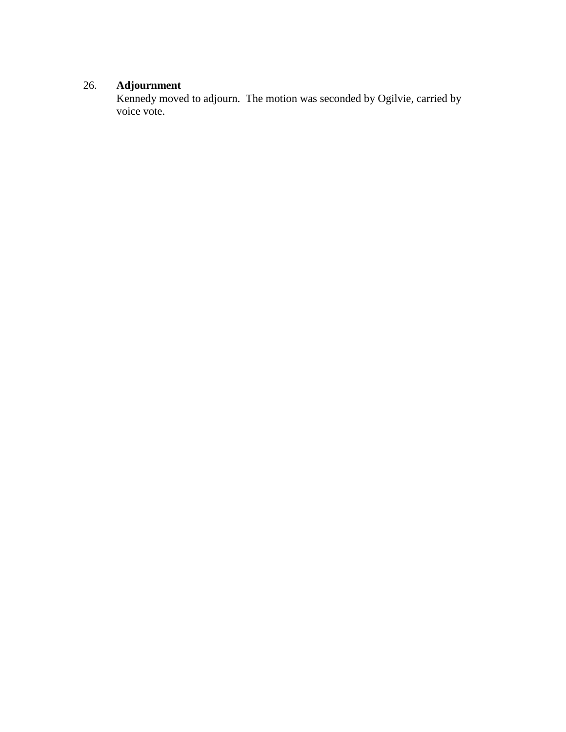26. **Adjournment**
    Kennedy moved to adjourn. The motion was seconded by Ogilvie, carried by voice vote.